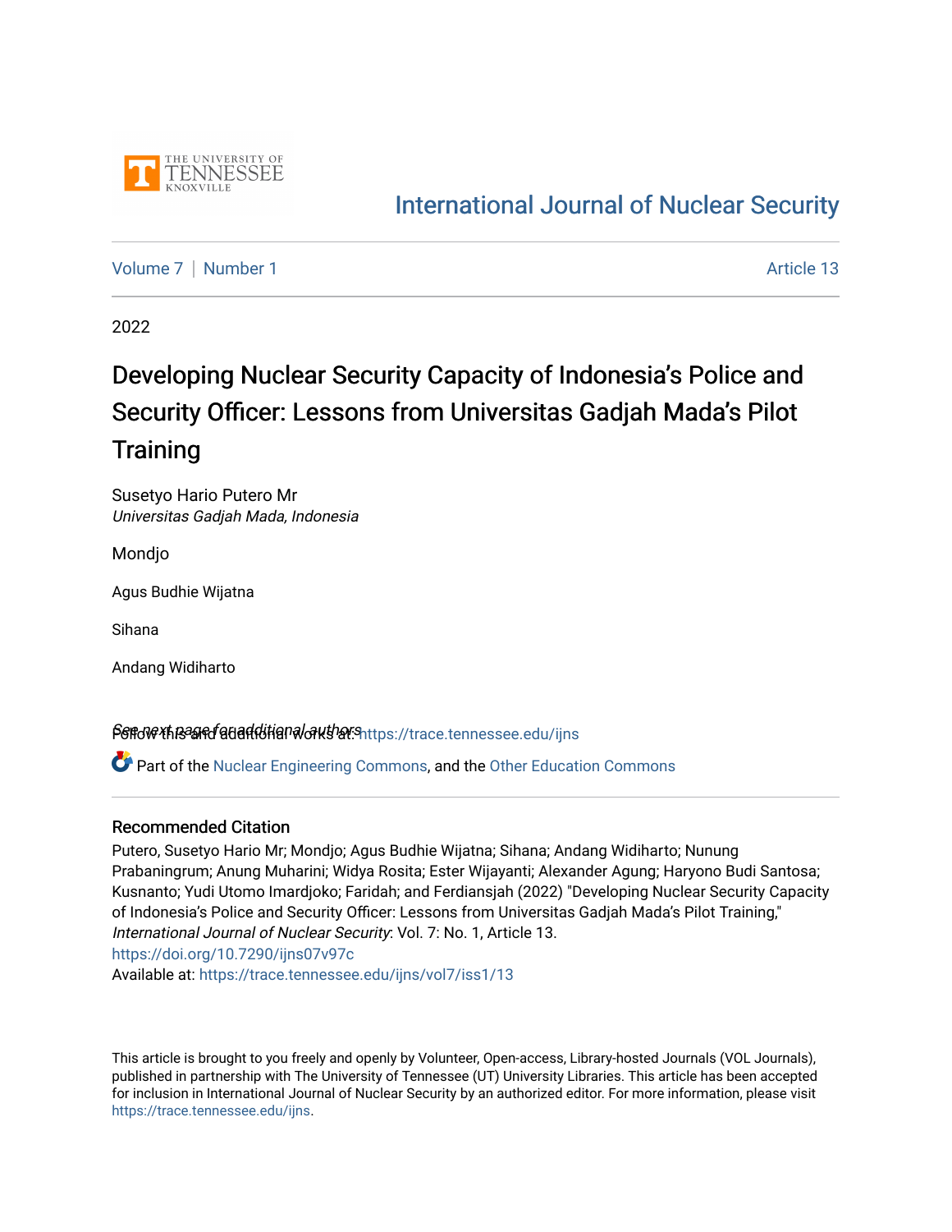# International Journal of Nuclear Security

Volume 7 | Number 1 — Article 13

2022

# Developing Nuclear Security Capacity of Indonesia's Police and Security Officer: Lessons from Universitas Gadjah Mada's Pilot Training

Susetyo Hario Putero Mr
*Universitas Gadjah Mada, Indonesia*

Mondjo

Agus Budhie Wijatna

Sihana

Andang Widiharto

*See next page for additional authors*

Follow this and additional works at: https://trace.tennessee.edu/ijns

Part of the Nuclear Engineering Commons, and the Other Education Commons

## Recommended Citation

Putero, Susetyo Hario Mr; Mondjo; Agus Budhie Wijatna; Sihana; Andang Widiharto; Nunung Prabaningrum; Anung Muharini; Widya Rosita; Ester Wijayanti; Alexander Agung; Haryono Budi Santosa; Kusnanto; Yudi Utomo Imardjoko; Faridah; and Ferdiansjah (2022) "Developing Nuclear Security Capacity of Indonesia's Police and Security Officer: Lessons from Universitas Gadjah Mada's Pilot Training," *International Journal of Nuclear Security*: Vol. 7: No. 1, Article 13.
https://doi.org/10.7290/ijns07v97c
Available at: https://trace.tennessee.edu/ijns/vol7/iss1/13

This article is brought to you freely and openly by Volunteer, Open-access, Library-hosted Journals (VOL Journals), published in partnership with The University of Tennessee (UT) University Libraries. This article has been accepted for inclusion in International Journal of Nuclear Security by an authorized editor. For more information, please visit https://trace.tennessee.edu/ijns.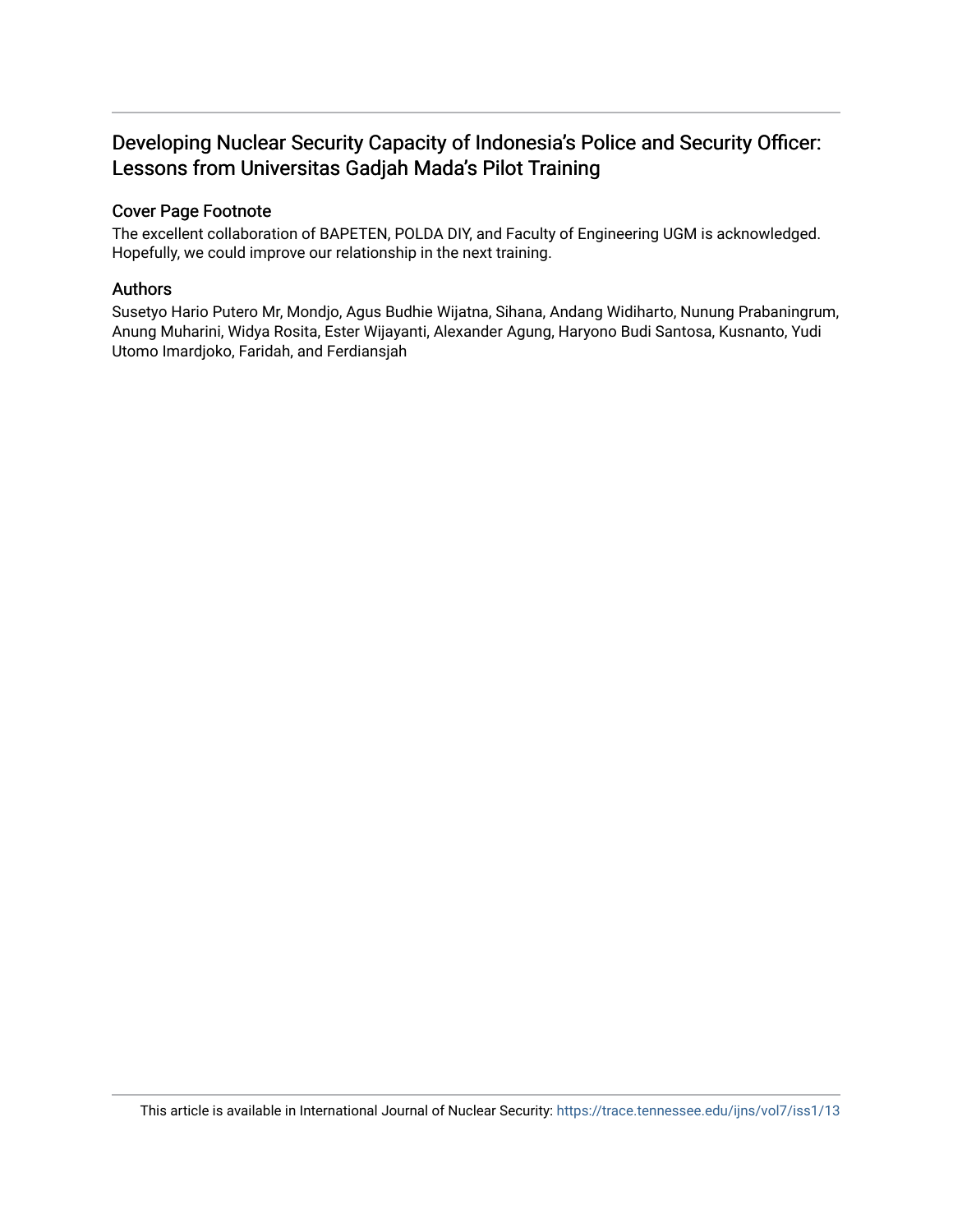# Developing Nuclear Security Capacity of Indonesia's Police and Security Officer: Lessons from Universitas Gadjah Mada's Pilot Training

## Cover Page Footnote

The excellent collaboration of BAPETEN, POLDA DIY, and Faculty of Engineering UGM is acknowledged. Hopefully, we could improve our relationship in the next training.

## Authors

Susetyo Hario Putero Mr, Mondjo, Agus Budhie Wijatna, Sihana, Andang Widiharto, Nunung Prabaningrum, Anung Muharini, Widya Rosita, Ester Wijayanti, Alexander Agung, Haryono Budi Santosa, Kusnanto, Yudi Utomo Imardjoko, Faridah, and Ferdiansjah

This article is available in International Journal of Nuclear Security: https://trace.tennessee.edu/ijns/vol7/iss1/13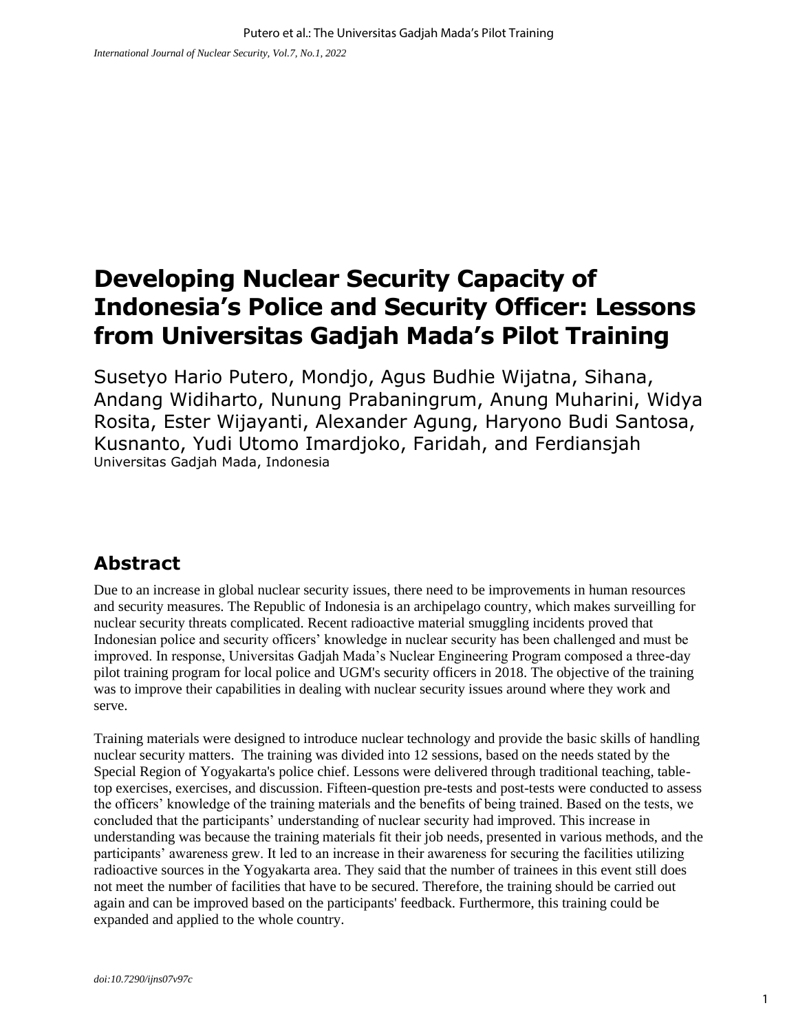# Developing Nuclear Security Capacity of Indonesia's Police and Security Officer: Lessons from Universitas Gadjah Mada's Pilot Training

Susetyo Hario Putero, Mondjo, Agus Budhie Wijatna, Sihana, Andang Widiharto, Nunung Prabaningrum, Anung Muharini, Widya Rosita, Ester Wijayanti, Alexander Agung, Haryono Budi Santosa, Kusnanto, Yudi Utomo Imardjoko, Faridah, and Ferdiansjah
Universitas Gadjah Mada, Indonesia

## Abstract

Due to an increase in global nuclear security issues, there need to be improvements in human resources and security measures. The Republic of Indonesia is an archipelago country, which makes surveilling for nuclear security threats complicated. Recent radioactive material smuggling incidents proved that Indonesian police and security officers' knowledge in nuclear security has been challenged and must be improved. In response, Universitas Gadjah Mada's Nuclear Engineering Program composed a three-day pilot training program for local police and UGM's security officers in 2018. The objective of the training was to improve their capabilities in dealing with nuclear security issues around where they work and serve.

Training materials were designed to introduce nuclear technology and provide the basic skills of handling nuclear security matters. The training was divided into 12 sessions, based on the needs stated by the Special Region of Yogyakarta's police chief. Lessons were delivered through traditional teaching, table-top exercises, exercises, and discussion. Fifteen-question pre-tests and post-tests were conducted to assess the officers' knowledge of the training materials and the benefits of being trained. Based on the tests, we concluded that the participants' understanding of nuclear security had improved. This increase in understanding was because the training materials fit their job needs, presented in various methods, and the participants' awareness grew. It led to an increase in their awareness for securing the facilities utilizing radioactive sources in the Yogyakarta area. They said that the number of trainees in this event still does not meet the number of facilities that have to be secured. Therefore, the training should be carried out again and can be improved based on the participants' feedback. Furthermore, this training could be expanded and applied to the whole country.

*doi:10.7290/ijns07v97c*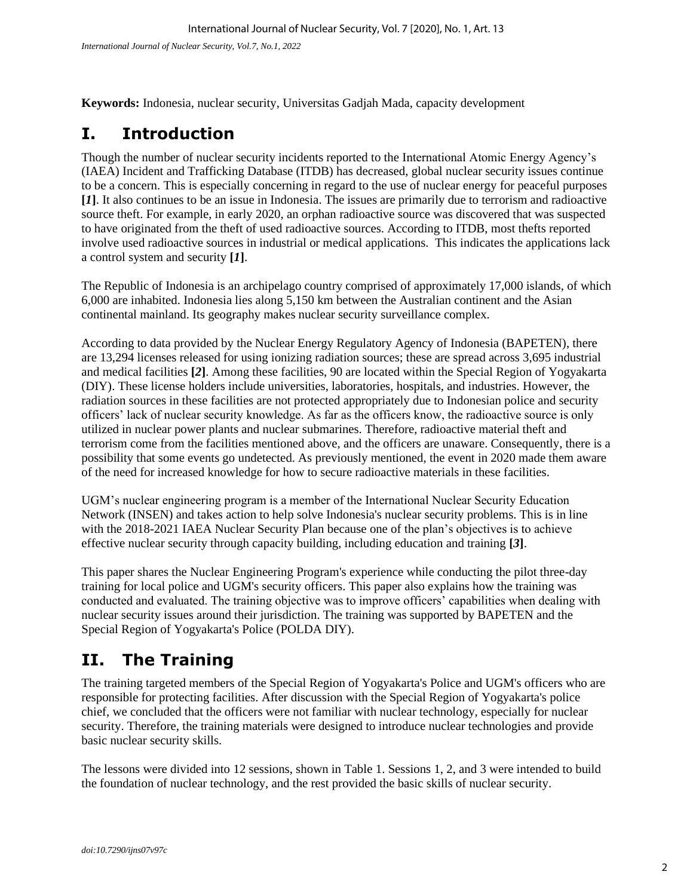**Keywords:** Indonesia, nuclear security, Universitas Gadjah Mada, capacity development

# I. Introduction

Though the number of nuclear security incidents reported to the International Atomic Energy Agency's (IAEA) Incident and Trafficking Database (ITDB) has decreased, global nuclear security issues continue to be a concern. This is especially concerning in regard to the use of nuclear energy for peaceful purposes **[1]**. It also continues to be an issue in Indonesia. The issues are primarily due to terrorism and radioactive source theft. For example, in early 2020, an orphan radioactive source was discovered that was suspected to have originated from the theft of used radioactive sources. According to ITDB, most thefts reported involve used radioactive sources in industrial or medical applications. This indicates the applications lack a control system and security **[1]**.

The Republic of Indonesia is an archipelago country comprised of approximately 17,000 islands, of which 6,000 are inhabited. Indonesia lies along 5,150 km between the Australian continent and the Asian continental mainland. Its geography makes nuclear security surveillance complex.

According to data provided by the Nuclear Energy Regulatory Agency of Indonesia (BAPETEN), there are 13,294 licenses released for using ionizing radiation sources; these are spread across 3,695 industrial and medical facilities **[2]**. Among these facilities, 90 are located within the Special Region of Yogyakarta (DIY). These license holders include universities, laboratories, hospitals, and industries. However, the radiation sources in these facilities are not protected appropriately due to Indonesian police and security officers' lack of nuclear security knowledge. As far as the officers know, the radioactive source is only utilized in nuclear power plants and nuclear submarines. Therefore, radioactive material theft and terrorism come from the facilities mentioned above, and the officers are unaware. Consequently, there is a possibility that some events go undetected. As previously mentioned, the event in 2020 made them aware of the need for increased knowledge for how to secure radioactive materials in these facilities.

UGM's nuclear engineering program is a member of the International Nuclear Security Education Network (INSEN) and takes action to help solve Indonesia's nuclear security problems. This is in line with the 2018-2021 IAEA Nuclear Security Plan because one of the plan's objectives is to achieve effective nuclear security through capacity building, including education and training **[3]**.

This paper shares the Nuclear Engineering Program's experience while conducting the pilot three-day training for local police and UGM's security officers. This paper also explains how the training was conducted and evaluated. The training objective was to improve officers' capabilities when dealing with nuclear security issues around their jurisdiction. The training was supported by BAPETEN and the Special Region of Yogyakarta's Police (POLDA DIY).

# II. The Training

The training targeted members of the Special Region of Yogyakarta's Police and UGM's officers who are responsible for protecting facilities. After discussion with the Special Region of Yogyakarta's police chief, we concluded that the officers were not familiar with nuclear technology, especially for nuclear security. Therefore, the training materials were designed to introduce nuclear technologies and provide basic nuclear security skills.

The lessons were divided into 12 sessions, shown in Table 1. Sessions 1, 2, and 3 were intended to build the foundation of nuclear technology, and the rest provided the basic skills of nuclear security.

*doi:10.7290/ijns07v97c*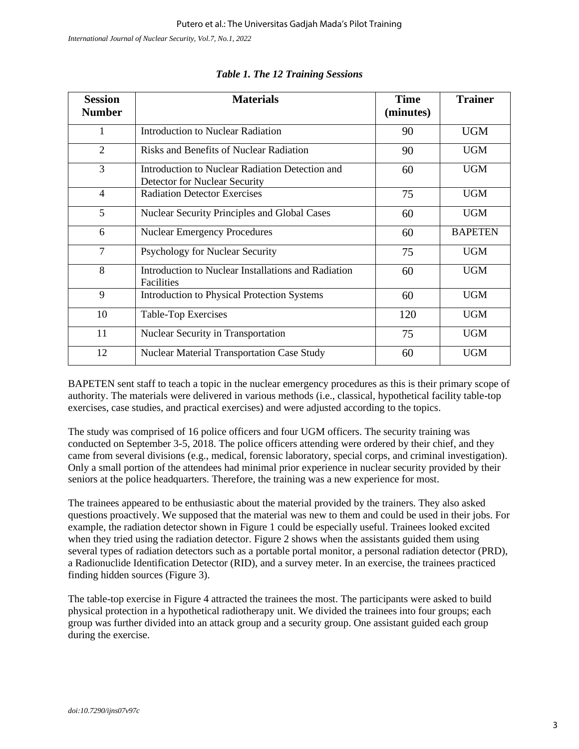*Table 1. The 12 Training Sessions*

| Session Number | Materials | Time (minutes) | Trainer |
|---|---|---|---|
| 1 | Introduction to Nuclear Radiation | 90 | UGM |
| 2 | Risks and Benefits of Nuclear Radiation | 90 | UGM |
| 3 | Introduction to Nuclear Radiation Detection and Detector for Nuclear Security | 60 | UGM |
| 4 | Radiation Detector Exercises | 75 | UGM |
| 5 | Nuclear Security Principles and Global Cases | 60 | UGM |
| 6 | Nuclear Emergency Procedures | 60 | BAPETEN |
| 7 | Psychology for Nuclear Security | 75 | UGM |
| 8 | Introduction to Nuclear Installations and Radiation Facilities | 60 | UGM |
| 9 | Introduction to Physical Protection Systems | 60 | UGM |
| 10 | Table-Top Exercises | 120 | UGM |
| 11 | Nuclear Security in Transportation | 75 | UGM |
| 12 | Nuclear Material Transportation Case Study | 60 | UGM |

BAPETEN sent staff to teach a topic in the nuclear emergency procedures as this is their primary scope of authority. The materials were delivered in various methods (i.e., classical, hypothetical facility table-top exercises, case studies, and practical exercises) and were adjusted according to the topics.

The study was comprised of 16 police officers and four UGM officers. The security training was conducted on September 3-5, 2018. The police officers attending were ordered by their chief, and they came from several divisions (e.g., medical, forensic laboratory, special corps, and criminal investigation). Only a small portion of the attendees had minimal prior experience in nuclear security provided by their seniors at the police headquarters. Therefore, the training was a new experience for most.

The trainees appeared to be enthusiastic about the material provided by the trainers. They also asked questions proactively. We supposed that the material was new to them and could be used in their jobs. For example, the radiation detector shown in Figure 1 could be especially useful. Trainees looked excited when they tried using the radiation detector. Figure 2 shows when the assistants guided them using several types of radiation detectors such as a portable portal monitor, a personal radiation detector (PRD), a Radionuclide Identification Detector (RID), and a survey meter. In an exercise, the trainees practiced finding hidden sources (Figure 3).

The table-top exercise in Figure 4 attracted the trainees the most. The participants were asked to build physical protection in a hypothetical radiotherapy unit. We divided the trainees into four groups; each group was further divided into an attack group and a security group. One assistant guided each group during the exercise.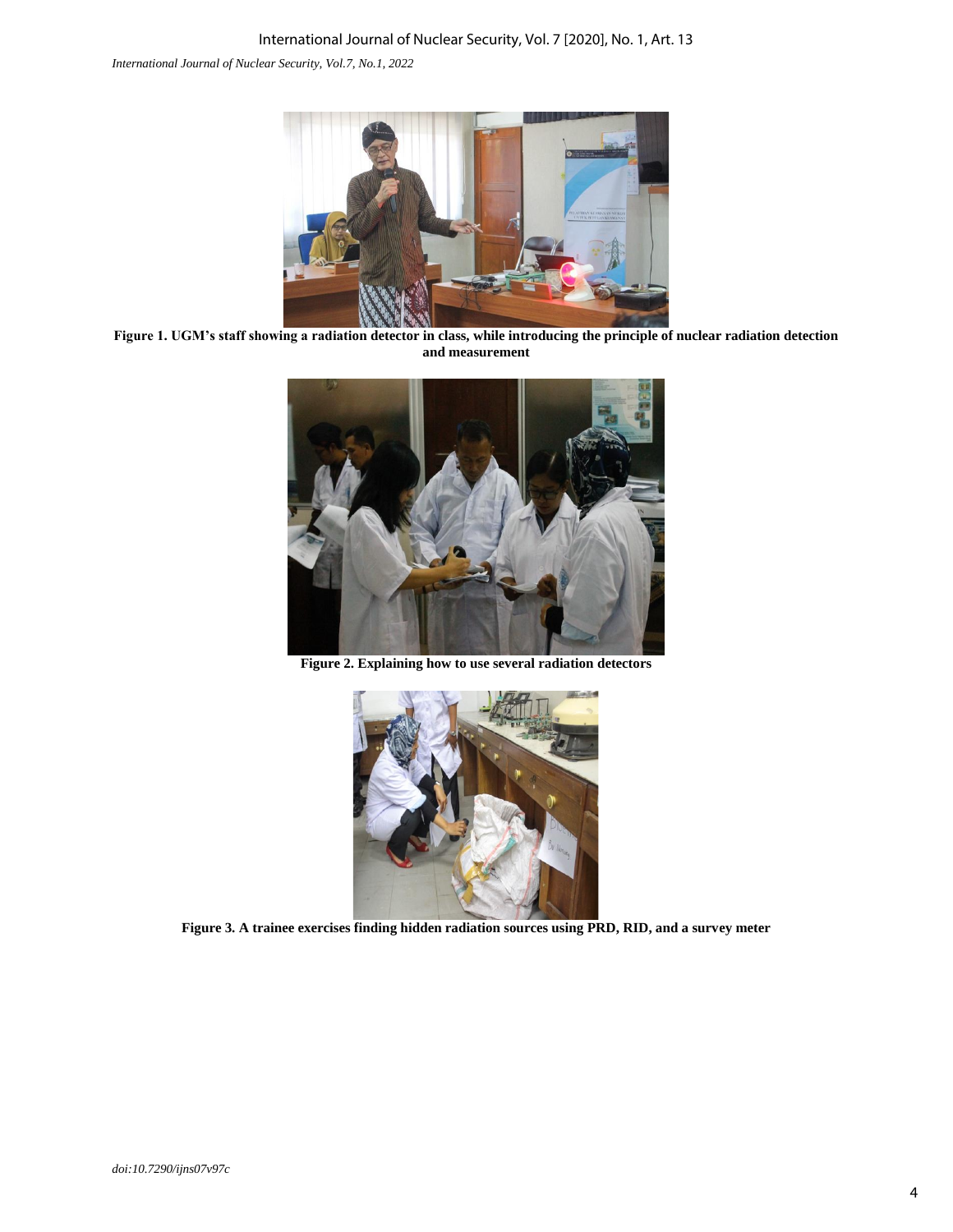**Figure 1. UGM's staff showing a radiation detector in class, while introducing the principle of nuclear radiation detection and measurement**

**Figure 2. Explaining how to use several radiation detectors**

**Figure 3. A trainee exercises finding hidden radiation sources using PRD, RID, and a survey meter**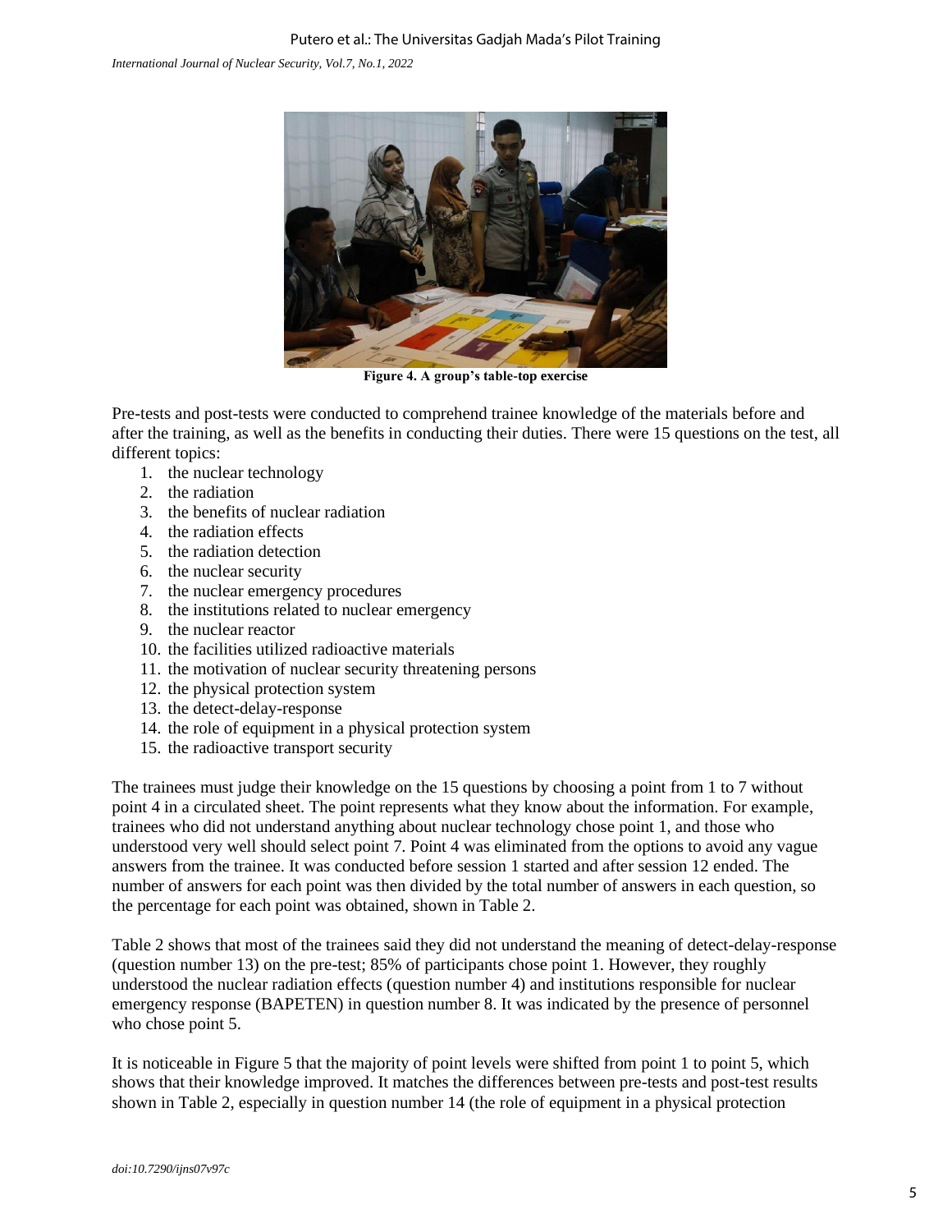Figure 4. A group's table-top exercise

Pre-tests and post-tests were conducted to comprehend trainee knowledge of the materials before and after the training, as well as the benefits in conducting their duties. There were 15 questions on the test, all different topics:

1. the nuclear technology
2. the radiation
3. the benefits of nuclear radiation
4. the radiation effects
5. the radiation detection
6. the nuclear security
7. the nuclear emergency procedures
8. the institutions related to nuclear emergency
9. the nuclear reactor
10. the facilities utilized radioactive materials
11. the motivation of nuclear security threatening persons
12. the physical protection system
13. the detect-delay-response
14. the role of equipment in a physical protection system
15. the radioactive transport security

The trainees must judge their knowledge on the 15 questions by choosing a point from 1 to 7 without point 4 in a circulated sheet. The point represents what they know about the information. For example, trainees who did not understand anything about nuclear technology chose point 1, and those who understood very well should select point 7. Point 4 was eliminated from the options to avoid any vague answers from the trainee. It was conducted before session 1 started and after session 12 ended. The number of answers for each point was then divided by the total number of answers in each question, so the percentage for each point was obtained, shown in Table 2.

Table 2 shows that most of the trainees said they did not understand the meaning of detect-delay-response (question number 13) on the pre-test; 85% of participants chose point 1. However, they roughly understood the nuclear radiation effects (question number 4) and institutions responsible for nuclear emergency response (BAPETEN) in question number 8. It was indicated by the presence of personnel who chose point 5.

It is noticeable in Figure 5 that the majority of point levels were shifted from point 1 to point 5, which shows that their knowledge improved. It matches the differences between pre-tests and post-test results shown in Table 2, especially in question number 14 (the role of equipment in a physical protection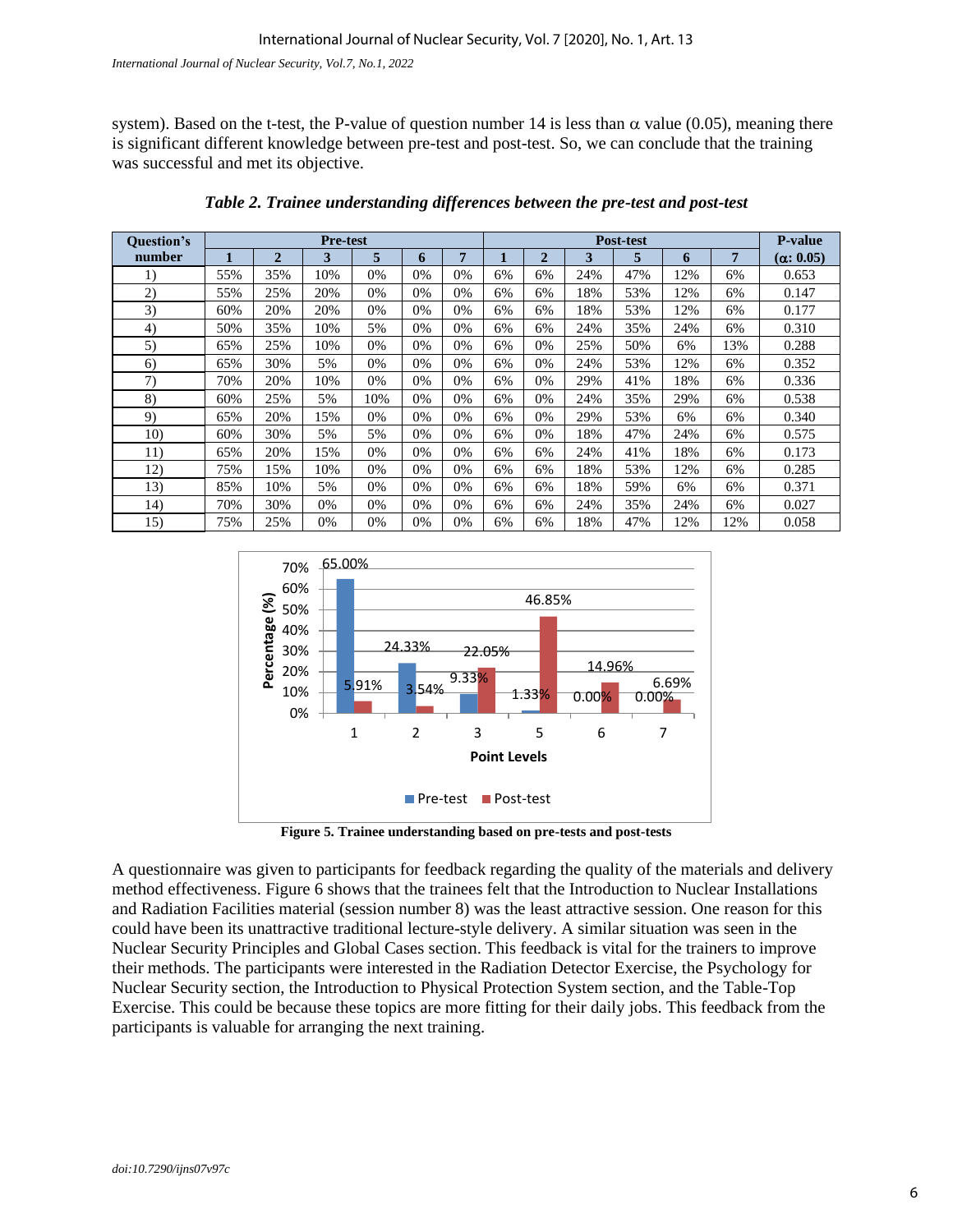system). Based on the t-test, the P-value of question number 14 is less than $\alpha$ value (0.05), meaning there is significant different knowledge between pre-test and post-test. So, we can conclude that the training was successful and met its objective.

***Table 2. Trainee understanding differences between the pre-test and post-test***

| Question's number | Pre-test | | | | | | Post-test | | | | | | P-value ($\alpha$: 0.05) |
|---|---|---|---|---|---|---|---|---|---|---|---|---|---|
| | 1 | 2 | 3 | 5 | 6 | 7 | 1 | 2 | 3 | 5 | 6 | 7 | |
| 1) | 55% | 35% | 10% | 0% | 0% | 0% | 6% | 6% | 24% | 47% | 12% | 6% | 0.653 |
| 2) | 55% | 25% | 20% | 0% | 0% | 0% | 6% | 6% | 18% | 53% | 12% | 6% | 0.147 |
| 3) | 60% | 20% | 20% | 0% | 0% | 0% | 6% | 6% | 18% | 53% | 12% | 6% | 0.177 |
| 4) | 50% | 35% | 10% | 5% | 0% | 0% | 6% | 6% | 24% | 35% | 24% | 6% | 0.310 |
| 5) | 65% | 25% | 10% | 0% | 0% | 0% | 6% | 0% | 25% | 50% | 6% | 13% | 0.288 |
| 6) | 65% | 30% | 5% | 0% | 0% | 0% | 6% | 0% | 24% | 53% | 12% | 6% | 0.352 |
| 7) | 70% | 20% | 10% | 0% | 0% | 0% | 6% | 0% | 29% | 41% | 18% | 6% | 0.336 |
| 8) | 60% | 25% | 5% | 10% | 0% | 0% | 6% | 0% | 24% | 35% | 29% | 6% | 0.538 |
| 9) | 65% | 20% | 15% | 0% | 0% | 0% | 6% | 0% | 29% | 53% | 6% | 6% | 0.340 |
| 10) | 60% | 30% | 5% | 5% | 0% | 0% | 6% | 0% | 18% | 47% | 24% | 6% | 0.575 |
| 11) | 65% | 20% | 15% | 0% | 0% | 0% | 6% | 6% | 24% | 41% | 18% | 6% | 0.173 |
| 12) | 75% | 15% | 10% | 0% | 0% | 0% | 6% | 6% | 18% | 53% | 12% | 6% | 0.285 |
| 13) | 85% | 10% | 5% | 0% | 0% | 0% | 6% | 6% | 18% | 59% | 6% | 6% | 0.371 |
| 14) | 70% | 30% | 0% | 0% | 0% | 0% | 6% | 6% | 24% | 35% | 24% | 6% | 0.027 |
| 15) | 75% | 25% | 0% | 0% | 0% | 0% | 6% | 6% | 18% | 47% | 12% | 12% | 0.058 |

**Figure 5. Trainee understanding based on pre-tests and post-tests**

A questionnaire was given to participants for feedback regarding the quality of the materials and delivery method effectiveness. Figure 6 shows that the trainees felt that the Introduction to Nuclear Installations and Radiation Facilities material (session number 8) was the least attractive session. One reason for this could have been its unattractive traditional lecture-style delivery. A similar situation was seen in the Nuclear Security Principles and Global Cases section. This feedback is vital for the trainers to improve their methods. The participants were interested in the Radiation Detector Exercise, the Psychology for Nuclear Security section, the Introduction to Physical Protection System section, and the Table-Top Exercise. This could be because these topics are more fitting for their daily jobs. This feedback from the participants is valuable for arranging the next training.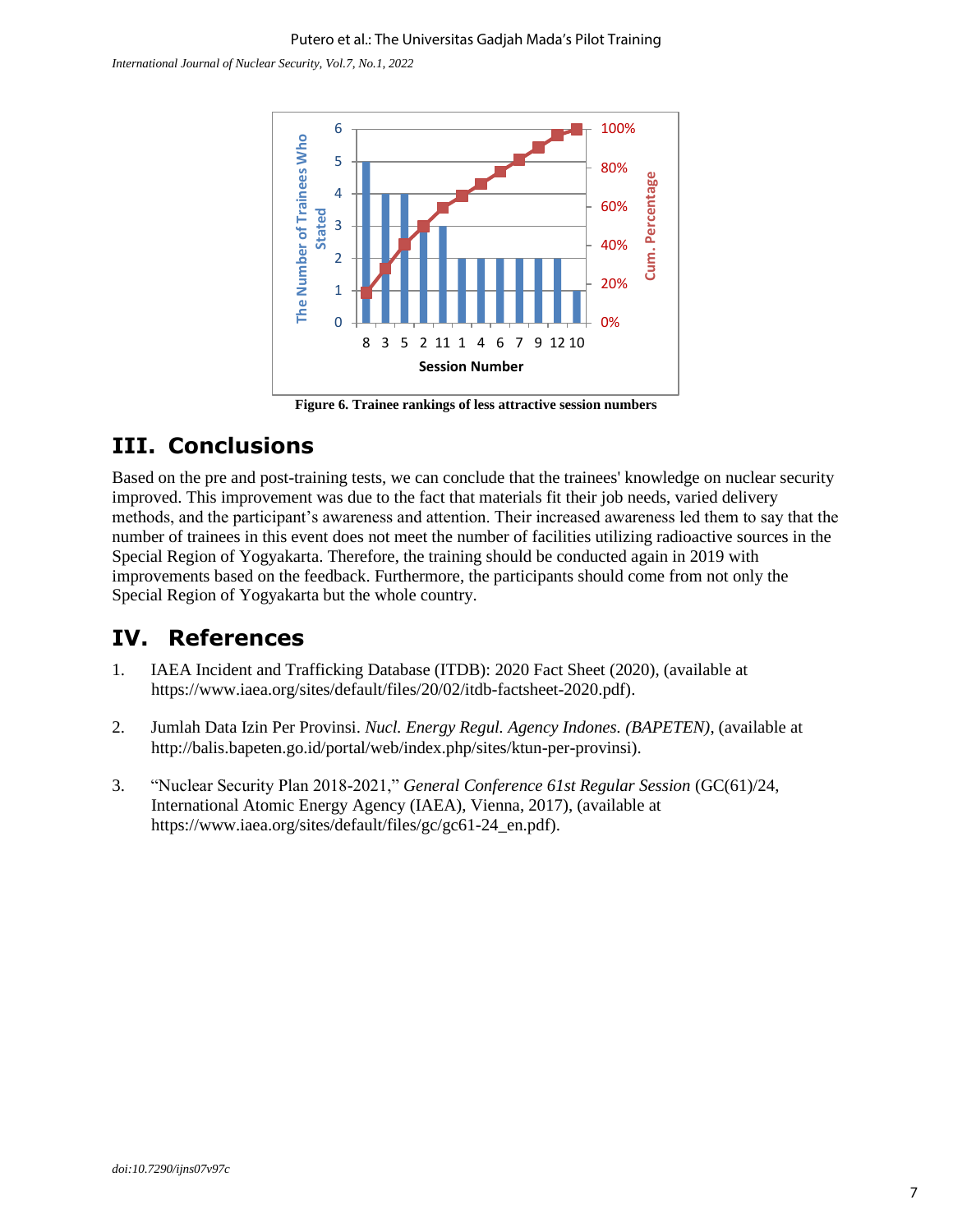The Number of Trainees Who Stated

6
5
4
3
2
1
0

8 3 5 2 11 1 4 6 7 9 12 10

Session Number

100%
80%
60%
40%
20%
0%

Cum. Percentage

**Figure 6. Trainee rankings of less attractive session numbers**

# III. Conclusions

Based on the pre and post-training tests, we can conclude that the trainees' knowledge on nuclear security improved. This improvement was due to the fact that materials fit their job needs, varied delivery methods, and the participant's awareness and attention. Their increased awareness led them to say that the number of trainees in this event does not meet the number of facilities utilizing radioactive sources in the Special Region of Yogyakarta. Therefore, the training should be conducted again in 2019 with improvements based on the feedback. Furthermore, the participants should come from not only the Special Region of Yogyakarta but the whole country.

# IV. References

1. IAEA Incident and Trafficking Database (ITDB): 2020 Fact Sheet (2020), (available at https://www.iaea.org/sites/default/files/20/02/itdb-factsheet-2020.pdf).

2. Jumlah Data Izin Per Provinsi. *Nucl. Energy Regul. Agency Indones. (BAPETEN)*, (available at http://balis.bapeten.go.id/portal/web/index.php/sites/ktun-per-provinsi).

3. "Nuclear Security Plan 2018-2021," *General Conference 61st Regular Session* (GC(61)/24, International Atomic Energy Agency (IAEA), Vienna, 2017), (available at https://www.iaea.org/sites/default/files/gc/gc61-24_en.pdf).